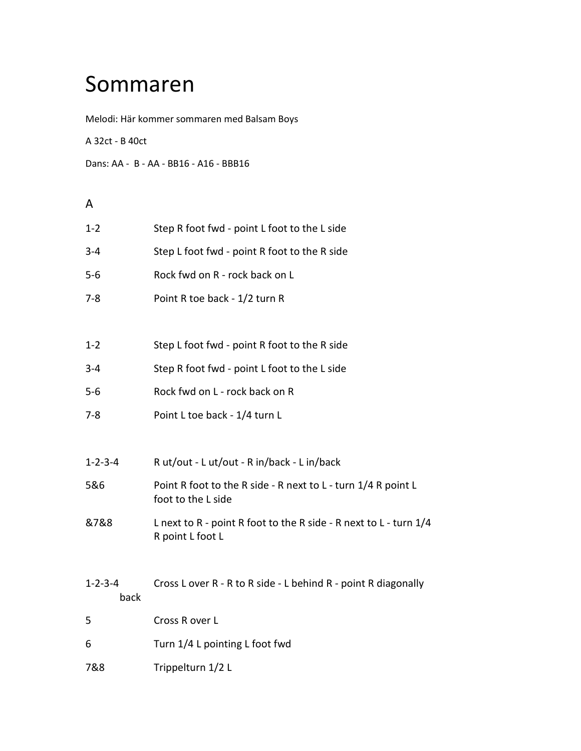# Sommaren

Melodi: Här kommer sommaren med Balsam Boys

A 32ct - B 40ct

Dans: AA - B - AA - BB16 - A16 - BBB16

## A

| | |
|---|---|
| 1-2 | Step R foot fwd - point L foot to the L side |
| 3-4 | Step L foot fwd - point R foot to the R side |
| 5-6 | Rock fwd on R - rock back on L |
| 7-8 | Point R toe back - 1/2 turn R |

| | |
|---|---|
| 1-2 | Step L foot fwd - point R foot to the R side |
| 3-4 | Step R foot fwd - point L foot to the L side |
| 5-6 | Rock fwd on L - rock back on R |
| 7-8 | Point L toe back - 1/4 turn L |

| | |
|---|---|
| 1-2-3-4 | R ut/out - L ut/out - R in/back - L in/back |
| 5&6 | Point R foot to the R side - R next to L - turn 1/4 R point L foot to the L side |
| &7&8 | L next to R - point R foot to the R side - R next to L - turn 1/4 R point L foot L |

| | |
|---|---|
| 1-2-3-4 | Cross L over R - R to R side - L behind R - point R diagonally back |
| 5 | Cross R over L |
| 6 | Turn 1/4 L pointing L foot fwd |
| 7&8 | Trippelturn 1/2 L |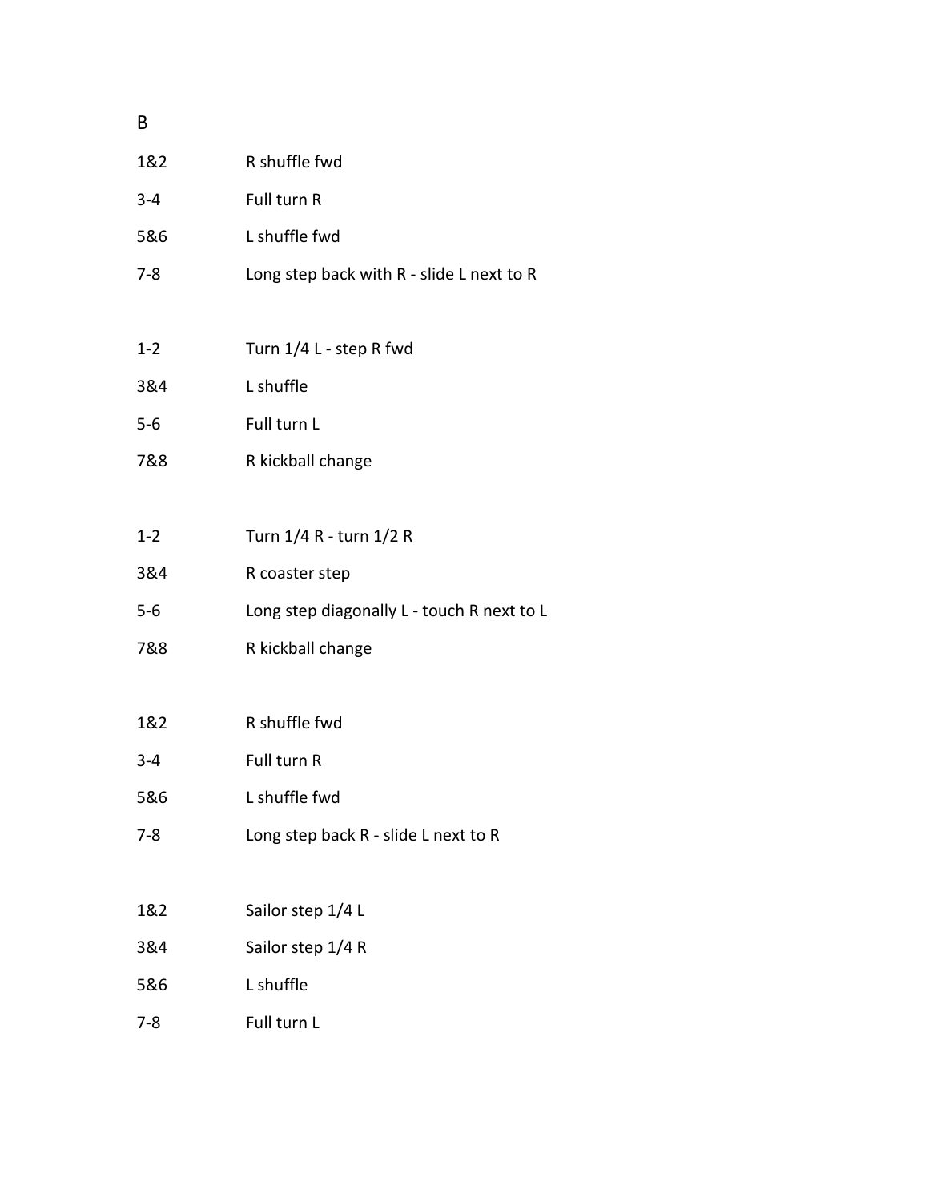B

| | |
|---|---|
| 1&2 | R shuffle fwd |
| 3-4 | Full turn R |
| 5&6 | L shuffle fwd |
| 7-8 | Long step back with R - slide L next to R |
| | |
| 1-2 | Turn 1/4 L - step R fwd |
| 3&4 | L shuffle |
| 5-6 | Full turn L |
| 7&8 | R kickball change |
| | |
| 1-2 | Turn 1/4 R - turn 1/2 R |
| 3&4 | R coaster step |
| 5-6 | Long step diagonally L - touch R next to L |
| 7&8 | R kickball change |
| | |
| 1&2 | R shuffle fwd |
| 3-4 | Full turn R |
| 5&6 | L shuffle fwd |
| 7-8 | Long step back R - slide L next to R |
| | |
| 1&2 | Sailor step 1/4 L |
| 3&4 | Sailor step 1/4 R |
| 5&6 | L shuffle |
| 7-8 | Full turn L |